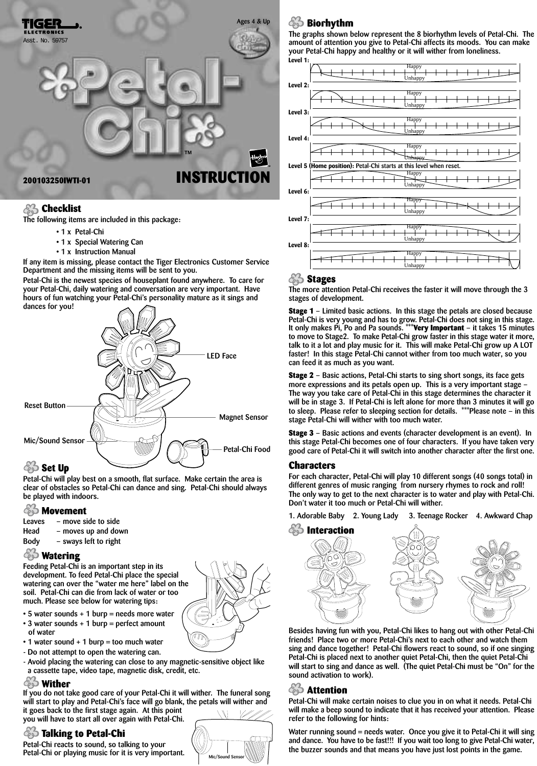TIGER ELECTRONICS

Asst. No. 59757

Ages 4 & Up

# Petal-Chi™

200103250IWTI-01

# INSTRUCTION

## Checklist

The following items are included in this package:

- 1 x Petal-Chi
- 1 x Special Watering Can
- 1 x Instruction Manual

If any item is missing, please contact the Tiger Electronics Customer Service Department and the missing items will be sent to you.

Petal-Chi is the newest species of houseplant found anywhere. To care for your Petal-Chi, daily watering and conversation are very important. Have hours of fun watching your Petal-Chi's personality mature as it sings and dances for you!

LED Face

Reset Button

Magnet Sensor

Mic/Sound Sensor

Petal-Chi Food

## Set Up

Petal-Chi will play best on a smooth, flat surface. Make certain the area is clear of obstacles so Petal-Chi can dance and sing. Petal-Chi should always be played with indoors.

## Movement

Leaves – move side to side
Head – moves up and down
Body – sways left to right

## Watering

Feeding Petal-Chi is an important step in its development. To feed Petal-Chi place the special watering can over the "water me here" label on the soil. Petal-Chi can die from lack of water or too much. Please see below for watering tips:

- 5 water sounds + 1 burp = needs more water
- 3 water sounds + 1 burp = perfect amount of water
- 1 water sound + 1 burp = too much water

- Do not attempt to open the watering can.
- Avoid placing the watering can close to any magnetic-sensitive object like a cassette tape, video tape, magnetic disk, credit, etc.

## Wither

If you do not take good care of your Petal-Chi it will wither. The funeral song will start to play and Petal-Chi's face will go blank, the petals will wither and it goes back to the first stage again. At this point you will have to start all over again with Petal-Chi.

## Talking to Petal-Chi

Petal-Chi reacts to sound, so talking to your Petal-Chi or playing music for it is very important.

Mic/Sound Sensor

## Biorhythm

The graphs shown below represent the 8 biorhythm levels of Petal-Chi. The amount of attention you give to Petal-Chi affects its moods. You can make your Petal-Chi happy and healthy or it will wither from loneliness.

Level 1: Happy / Unhappy

Level 2: Happy / Unhappy

Level 3: Happy / Unhappy

Level 4: Happy / Unhappy

**Level 5 (Home position):** Petal-Chi starts at this level when reset. Happy / Unhappy

Level 6: Happy / Unhappy

Level 7: Happy / Unhappy

Level 8: Happy / Unhappy

## Stages

The more attention Petal-Chi receives the faster it will move through the 3 stages of development.

**Stage 1** – Limited basic actions. In this stage the petals are closed because Petal-Chi is very young and has to grow. Petal-Chi does not sing in this stage. It only makes Pi, Po and Pa sounds. ***Very Important** – it takes 15 minutes to move to Stage2. To make Petal-Chi grow faster in this stage water it more, talk to it a lot and play music for it. This will make Petal-Chi grow up A LOT faster! In this stage Petal-Chi cannot wither from too much water, so you can feed it as much as you want.

**Stage 2** – Basic actions, Petal-Chi starts to sing short songs, its face gets more expressions and its petals open up. This is a very important stage – The way you take care of Petal-Chi in this stage determines the character it will be in stage 3. If Petal-Chi is left alone for more than 3 minutes it will go to sleep. Please refer to sleeping section for details. ***Please note – in this stage Petal-Chi will wither with too much water.

**Stage 3** – Basic actions and events (character development is an event). In this stage Petal-Chi becomes one of four characters. If you have taken very good care of Petal-Chi it will switch into another character after the first one.

## Characters

For each character, Petal-Chi will play 10 different songs (40 songs total) in different genres of music ranging from nursery rhymes to rock and roll! The only way to get to the next character is to water and play with Petal-Chi. Don't water it too much or Petal-Chi will wither.

1. Adorable Baby 2. Young Lady 3. Teenage Rocker 4. Awkward Chap

## Interaction

Besides having fun with you, Petal-Chi likes to hang out with other Petal-Chi friends! Place two or more Petal-Chi's next to each other and watch them sing and dance together! Petal-Chi flowers react to sound, so if one singing Petal-Chi is placed next to another quiet Petal-Chi, then the quiet Petal-Chi will start to sing and dance as well. (The quiet Petal-Chi must be "On" for the sound activation to work).

## Attention

Petal-Chi will make certain noises to clue you in on what it needs. Petal-Chi will make a beep sound to indicate that it has received your attention. Please refer to the following for hints:

Water running sound = needs water. Once you give it to Petal-Chi it will sing and dance. You have to be fast!!! If you wait too long to give Petal-Chi water, the buzzer sounds and that means you have just lost points in the game.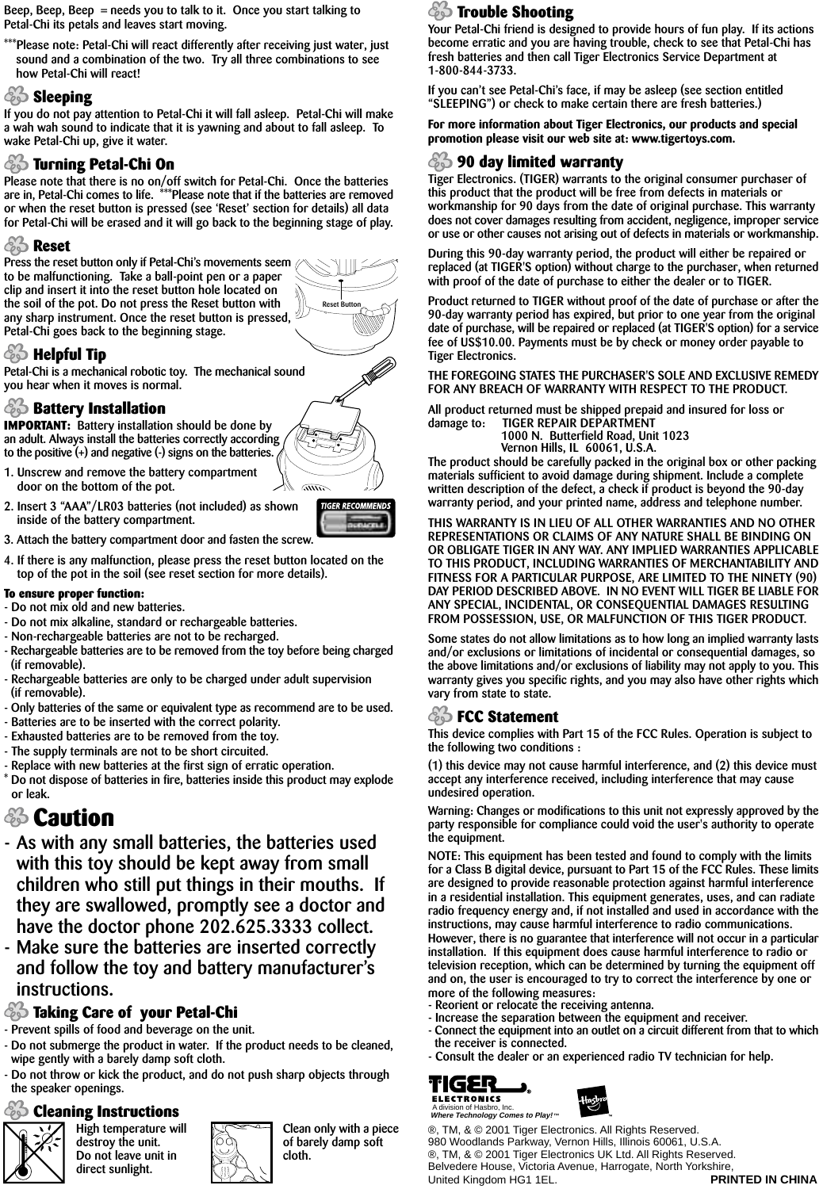Beep, Beep, Beep = needs you to talk to it. Once you start talking to Petal-Chi its petals and leaves start moving.

***Please note: Petal-Chi will react differently after receiving just water, just sound and a combination of the two. Try all three combinations to see how Petal-Chi will react!

## Sleeping

If you do not pay attention to Petal-Chi it will fall asleep. Petal-Chi will make a wah wah sound to indicate that it is yawning and about to fall asleep. To wake Petal-Chi up, give it water.

## Turning Petal-Chi On

Please note that there is no on/off switch for Petal-Chi. Once the batteries are in, Petal-Chi comes to life. ***Please note that if the batteries are removed or when the reset button is pressed (see 'Reset' section for details) all data for Petal-Chi will be erased and it will go back to the beginning stage of play.

## Reset

Press the reset button only if Petal-Chi's movements seem to be malfunctioning. Take a ball-point pen or a paper clip and insert it into the reset button hole located on the soil of the pot. Do not press the Reset button with any sharp instrument. Once the reset button is pressed, Petal-Chi goes back to the beginning stage.

Reset Button

## Helpful Tip

Petal-Chi is a mechanical robotic toy. The mechanical sound you hear when it moves is normal.

## Battery Installation

**IMPORTANT:** Battery installation should be done by an adult. Always install the batteries correctly according to the positive (+) and negative (-) signs on the batteries.

1. Unscrew and remove the battery compartment door on the bottom of the pot.
2. Insert 3 "AAA"/LR03 batteries (not included) as shown inside of the battery compartment.
3. Attach the battery compartment door and fasten the screw.
4. If there is any malfunction, please press the reset button located on the top of the pot in the soil (see reset section for more details).

TIGER RECOMMENDS DURACELL

**To ensure proper function:**

- Do not mix old and new batteries.
- Do not mix alkaline, standard or rechargeable batteries.
- Non-rechargeable batteries are not to be recharged.
- Rechargeable batteries are to be removed from the toy before being charged (if removable).
- Rechargeable batteries are only to be charged under adult supervision (if removable).
- Only batteries of the same or equivalent type as recommend are to be used.
- Batteries are to be inserted with the correct polarity.
- Exhausted batteries are to be removed from the toy.
- The supply terminals are not to be short circuited.
- Replace with new batteries at the first sign of erratic operation.

* Do not dispose of batteries in fire, batteries inside this product may explode or leak.

# Caution

- As with any small batteries, the batteries used with this toy should be kept away from small children who still put things in their mouths. If they are swallowed, promptly see a doctor and have the doctor phone 202.625.3333 collect.
- Make sure the batteries are inserted correctly and follow the toy and battery manufacturer's instructions.

## Taking Care of your Petal-Chi

- Prevent spills of food and beverage on the unit.
- Do not submerge the product in water. If the product needs to be cleaned, wipe gently with a barely damp soft cloth.
- Do not throw or kick the product, and do not push sharp objects through the speaker openings.

## Cleaning Instructions

High temperature will destroy the unit. Do not leave unit in direct sunlight.

Clean only with a piece of barely damp soft cloth.

## Trouble Shooting

Your Petal-Chi friend is designed to provide hours of fun play. If its actions become erratic and you are having trouble, check to see that Petal-Chi has fresh batteries and then call Tiger Electronics Service Department at 1-800-844-3733.

If you can't see Petal-Chi's face, if may be asleep (see section entitled "SLEEPING") or check to make certain there are fresh batteries.)

**For more information about Tiger Electronics, our products and special promotion please visit our web site at: www.tigertoys.com.**

## 90 day limited warranty

Tiger Electronics. (TIGER) warrants to the original consumer purchaser of this product that the product will be free from defects in materials or workmanship for 90 days from the date of original purchase. This warranty does not cover damages resulting from accident, negligence, improper service or use or other causes not arising out of defects in materials or workmanship.

During this 90-day warranty period, the product will either be repaired or replaced (at TIGER'S option) without charge to the purchaser, when returned with proof of the date of purchase to either the dealer or to TIGER.

Product returned to TIGER without proof of the date of purchase or after the 90-day warranty period has expired, but prior to one year from the original date of purchase, will be repaired or replaced (at TIGER'S option) for a service fee of US$10.00. Payments must be by check or money order payable to Tiger Electronics.

THE FOREGOING STATES THE PURCHASER'S SOLE AND EXCLUSIVE REMEDY FOR ANY BREACH OF WARRANTY WITH RESPECT TO THE PRODUCT.

All product returned must be shipped prepaid and insured for loss or damage to: TIGER REPAIR DEPARTMENT
1000 N. Butterfield Road, Unit 1023
Vernon Hills, IL 60061, U.S.A.

The product should be carefully packed in the original box or other packing materials sufficient to avoid damage during shipment. Include a complete written description of the defect, a check if product is beyond the 90-day warranty period, and your printed name, address and telephone number.

THIS WARRANTY IS IN LIEU OF ALL OTHER WARRANTIES AND NO OTHER REPRESENTATIONS OR CLAIMS OF ANY NATURE SHALL BE BINDING ON OR OBLIGATE TIGER IN ANY WAY. ANY IMPLIED WARRANTIES APPLICABLE TO THIS PRODUCT, INCLUDING WARRANTIES OF MERCHANTABILITY AND FITNESS FOR A PARTICULAR PURPOSE, ARE LIMITED TO THE NINETY (90) DAY PERIOD DESCRIBED ABOVE. IN NO EVENT WILL TIGER BE LIABLE FOR ANY SPECIAL, INCIDENTAL, OR CONSEQUENTIAL DAMAGES RESULTING FROM POSSESSION, USE, OR MALFUNCTION OF THIS TIGER PRODUCT.

Some states do not allow limitations as to how long an implied warranty lasts and/or exclusions or limitations of incidental or consequential damages, so the above limitations and/or exclusions of liability may not apply to you. This warranty gives you specific rights, and you may also have other rights which vary from state to state.

## FCC Statement

This device complies with Part 15 of the FCC Rules. Operation is subject to the following two conditions :

(1) this device may not cause harmful interference, and (2) this device must accept any interference received, including interference that may cause undesired operation.

Warning: Changes or modifications to this unit not expressly approved by the party responsible for compliance could void the user's authority to operate the equipment.

NOTE: This equipment has been tested and found to comply with the limits for a Class B digital device, pursuant to Part 15 of the FCC Rules. These limits are designed to provide reasonable protection against harmful interference in a residential installation. This equipment generates, uses, and can radiate radio frequency energy and, if not installed and used in accordance with the instructions, may cause harmful interference to radio communications. However, there is no guarantee that interference will not occur in a particular installation. If this equipment does cause harmful interference to radio or television reception, which can be determined by turning the equipment off and on, the user is encouraged to try to correct the interference by one or more of the following measures:

- Reorient or relocate the receiving antenna.
- Increase the separation between the equipment and receiver.
- Connect the equipment into an outlet on a circuit different from that to which the receiver is connected.
- Consult the dealer or an experienced radio TV technician for help.

TIGER ELECTRONICS
A division of Hasbro, Inc.
Where Technology Comes to Play!™

®, TM, & © 2001 Tiger Electronics. All Rights Reserved.
980 Woodlands Parkway, Vernon Hills, Illinois 60061, U.S.A.
®, TM, & © 2001 Tiger Electronics UK Ltd. All Rights Reserved.
Belvedere House, Victoria Avenue, Harrogate, North Yorkshire,
United Kingdom HG1 1EL.

PRINTED IN CHINA